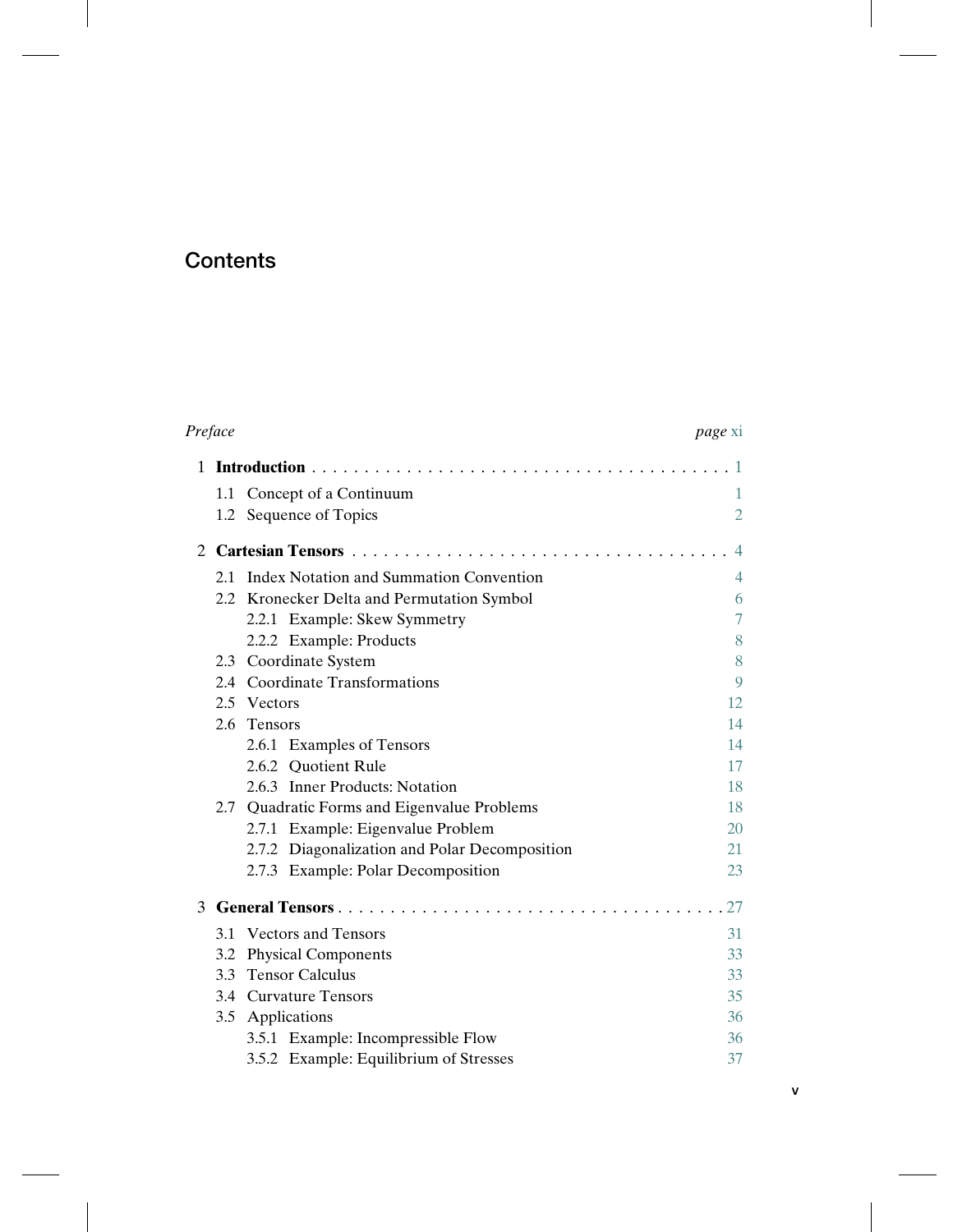# Contents

| | |
|---|---|
| *Preface* | *page* xi |
| 1 **Introduction** | 1 |
| 1.1 Concept of a Continuum | 1 |
| 1.2 Sequence of Topics | 2 |
| 2 **Cartesian Tensors** | 4 |
| 2.1 Index Notation and Summation Convention | 4 |
| 2.2 Kronecker Delta and Permutation Symbol | 6 |
| 2.2.1 Example: Skew Symmetry | 7 |
| 2.2.2 Example: Products | 8 |
| 2.3 Coordinate System | 8 |
| 2.4 Coordinate Transformations | 9 |
| 2.5 Vectors | 12 |
| 2.6 Tensors | 14 |
| 2.6.1 Examples of Tensors | 14 |
| 2.6.2 Quotient Rule | 17 |
| 2.6.3 Inner Products: Notation | 18 |
| 2.7 Quadratic Forms and Eigenvalue Problems | 18 |
| 2.7.1 Example: Eigenvalue Problem | 20 |
| 2.7.2 Diagonalization and Polar Decomposition | 21 |
| 2.7.3 Example: Polar Decomposition | 23 |
| 3 **General Tensors** | 27 |
| 3.1 Vectors and Tensors | 31 |
| 3.2 Physical Components | 33 |
| 3.3 Tensor Calculus | 33 |
| 3.4 Curvature Tensors | 35 |
| 3.5 Applications | 36 |
| 3.5.1 Example: Incompressible Flow | 36 |
| 3.5.2 Example: Equilibrium of Stresses | 37 |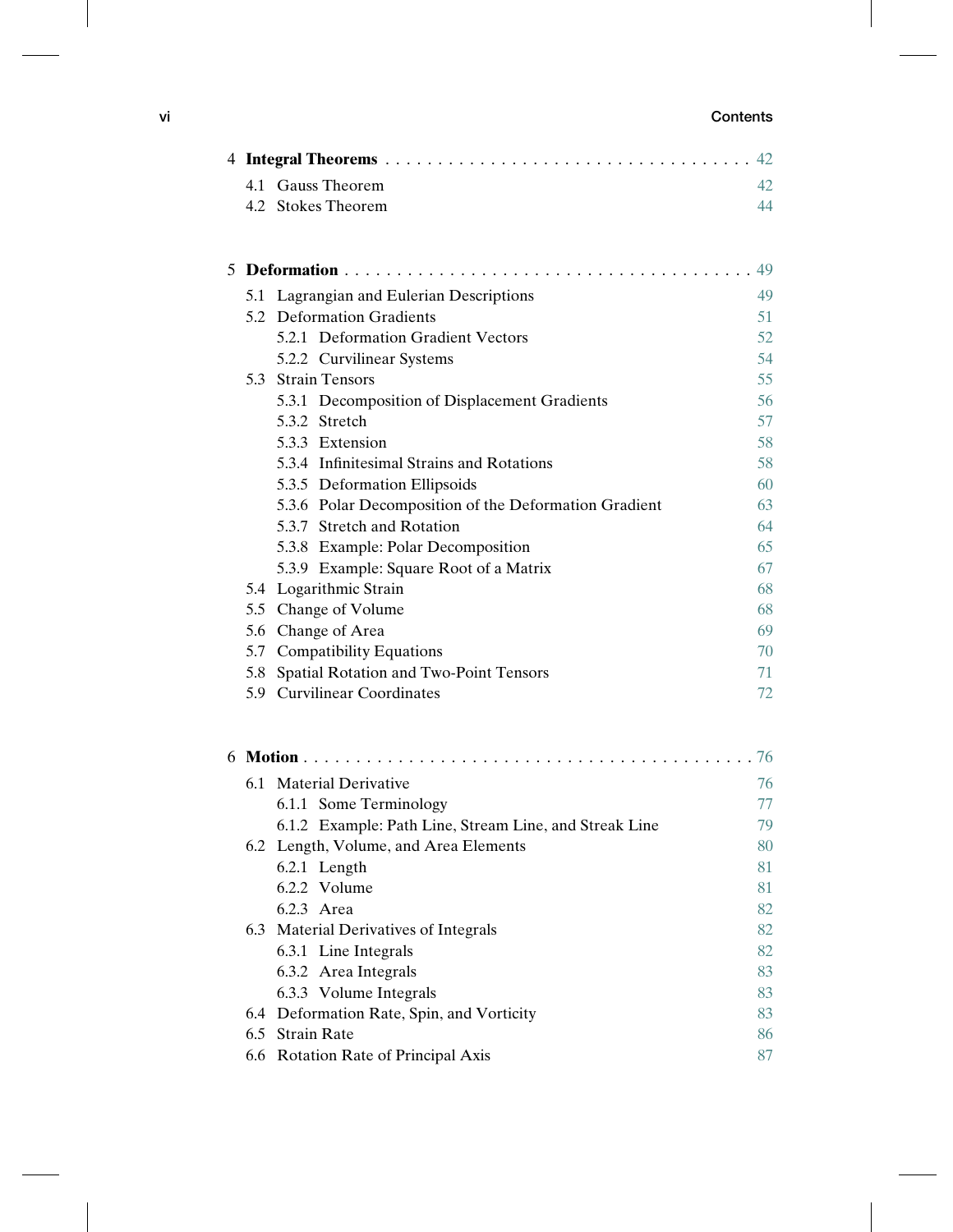4 **Integral Theorems** . . . . . . . . . . . . . . . . . . . . . . . . . . . . . . . . . 42

4.1 Gauss Theorem 42
4.2 Stokes Theorem 44

5 **Deformation** . . . . . . . . . . . . . . . . . . . . . . . . . . . . . . . . . . . . . . 49

5.1 Lagrangian and Eulerian Descriptions 49
5.2 Deformation Gradients 51
  5.2.1 Deformation Gradient Vectors 52
  5.2.2 Curvilinear Systems 54
5.3 Strain Tensors 55
  5.3.1 Decomposition of Displacement Gradients 56
  5.3.2 Stretch 57
  5.3.3 Extension 58
  5.3.4 Infinitesimal Strains and Rotations 58
  5.3.5 Deformation Ellipsoids 60
  5.3.6 Polar Decomposition of the Deformation Gradient 63
  5.3.7 Stretch and Rotation 64
  5.3.8 Example: Polar Decomposition 65
  5.3.9 Example: Square Root of a Matrix 67
5.4 Logarithmic Strain 68
5.5 Change of Volume 68
5.6 Change of Area 69
5.7 Compatibility Equations 70
5.8 Spatial Rotation and Two-Point Tensors 71
5.9 Curvilinear Coordinates 72

6 **Motion** . . . . . . . . . . . . . . . . . . . . . . . . . . . . . . . . . . . . . . . . . . 76

6.1 Material Derivative 76
  6.1.1 Some Terminology 77
  6.1.2 Example: Path Line, Stream Line, and Streak Line 79
6.2 Length, Volume, and Area Elements 80
  6.2.1 Length 81
  6.2.2 Volume 81
  6.2.3 Area 82
6.3 Material Derivatives of Integrals 82
  6.3.1 Line Integrals 82
  6.3.2 Area Integrals 83
  6.3.3 Volume Integrals 83
6.4 Deformation Rate, Spin, and Vorticity 83
6.5 Strain Rate 86
6.6 Rotation Rate of Principal Axis 87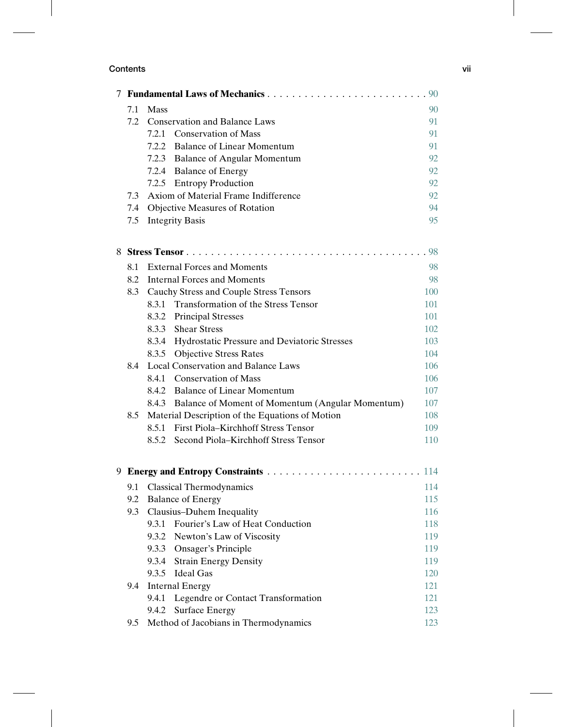7 **Fundamental Laws of Mechanics** . . . . . . . . . . . . . . . . . . . . . . . . . . 90

- 7.1 Mass 90
- 7.2 Conservation and Balance Laws 91
  - 7.2.1 Conservation of Mass 91
  - 7.2.2 Balance of Linear Momentum 91
  - 7.2.3 Balance of Angular Momentum 92
  - 7.2.4 Balance of Energy 92
  - 7.2.5 Entropy Production 92
- 7.3 Axiom of Material Frame Indifference 92
- 7.4 Objective Measures of Rotation 94
- 7.5 Integrity Basis 95

8 **Stress Tensor** . . . . . . . . . . . . . . . . . . . . . . . . . . . . . . . . . . . . . . 98

- 8.1 External Forces and Moments 98
- 8.2 Internal Forces and Moments 98
- 8.3 Cauchy Stress and Couple Stress Tensors 100
  - 8.3.1 Transformation of the Stress Tensor 101
  - 8.3.2 Principal Stresses 101
  - 8.3.3 Shear Stress 102
  - 8.3.4 Hydrostatic Pressure and Deviatoric Stresses 103
  - 8.3.5 Objective Stress Rates 104
- 8.4 Local Conservation and Balance Laws 106
  - 8.4.1 Conservation of Mass 106
  - 8.4.2 Balance of Linear Momentum 107
  - 8.4.3 Balance of Moment of Momentum (Angular Momentum) 107
- 8.5 Material Description of the Equations of Motion 108
  - 8.5.1 First Piola–Kirchhoff Stress Tensor 109
  - 8.5.2 Second Piola–Kirchhoff Stress Tensor 110

9 **Energy and Entropy Constraints** . . . . . . . . . . . . . . . . . . . . . . . . . 114

- 9.1 Classical Thermodynamics 114
- 9.2 Balance of Energy 115
- 9.3 Clausius–Duhem Inequality 116
  - 9.3.1 Fourier's Law of Heat Conduction 118
  - 9.3.2 Newton's Law of Viscosity 119
  - 9.3.3 Onsager's Principle 119
  - 9.3.4 Strain Energy Density 119
  - 9.3.5 Ideal Gas 120
- 9.4 Internal Energy 121
  - 9.4.1 Legendre or Contact Transformation 121
  - 9.4.2 Surface Energy 123
- 9.5 Method of Jacobians in Thermodynamics 123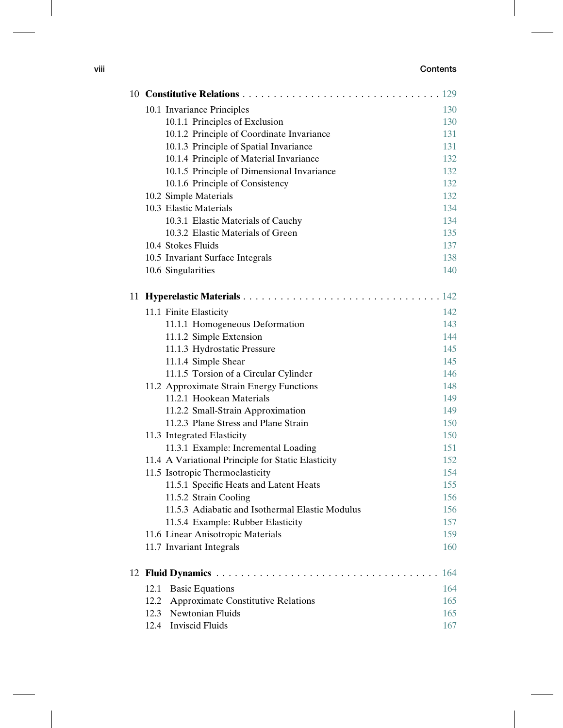10 **Constitutive Relations** . . . . . . . . . . . . . . . . . . . . . . . . . . . . . . . 129

- 10.1 Invariance Principles 130
  - 10.1.1 Principles of Exclusion 130
  - 10.1.2 Principle of Coordinate Invariance 131
  - 10.1.3 Principle of Spatial Invariance 131
  - 10.1.4 Principle of Material Invariance 132
  - 10.1.5 Principle of Dimensional Invariance 132
  - 10.1.6 Principle of Consistency 132
- 10.2 Simple Materials 132
- 10.3 Elastic Materials 134
  - 10.3.1 Elastic Materials of Cauchy 134
  - 10.3.2 Elastic Materials of Green 135
- 10.4 Stokes Fluids 137
- 10.5 Invariant Surface Integrals 138
- 10.6 Singularities 140

11 **Hyperelastic Materials** . . . . . . . . . . . . . . . . . . . . . . . . . . . . . . . 142

- 11.1 Finite Elasticity 142
  - 11.1.1 Homogeneous Deformation 143
  - 11.1.2 Simple Extension 144
  - 11.1.3 Hydrostatic Pressure 145
  - 11.1.4 Simple Shear 145
  - 11.1.5 Torsion of a Circular Cylinder 146
- 11.2 Approximate Strain Energy Functions 148
  - 11.2.1 Hookean Materials 149
  - 11.2.2 Small-Strain Approximation 149
  - 11.2.3 Plane Stress and Plane Strain 150
- 11.3 Integrated Elasticity 150
  - 11.3.1 Example: Incremental Loading 151
- 11.4 A Variational Principle for Static Elasticity 152
- 11.5 Isotropic Thermoelasticity 154
  - 11.5.1 Specific Heats and Latent Heats 155
  - 11.5.2 Strain Cooling 156
  - 11.5.3 Adiabatic and Isothermal Elastic Modulus 156
  - 11.5.4 Example: Rubber Elasticity 157
- 11.6 Linear Anisotropic Materials 159
- 11.7 Invariant Integrals 160

12 **Fluid Dynamics** . . . . . . . . . . . . . . . . . . . . . . . . . . . . . . . . . . . 164

- 12.1 Basic Equations 164
- 12.2 Approximate Constitutive Relations 165
- 12.3 Newtonian Fluids 165
- 12.4 Inviscid Fluids 167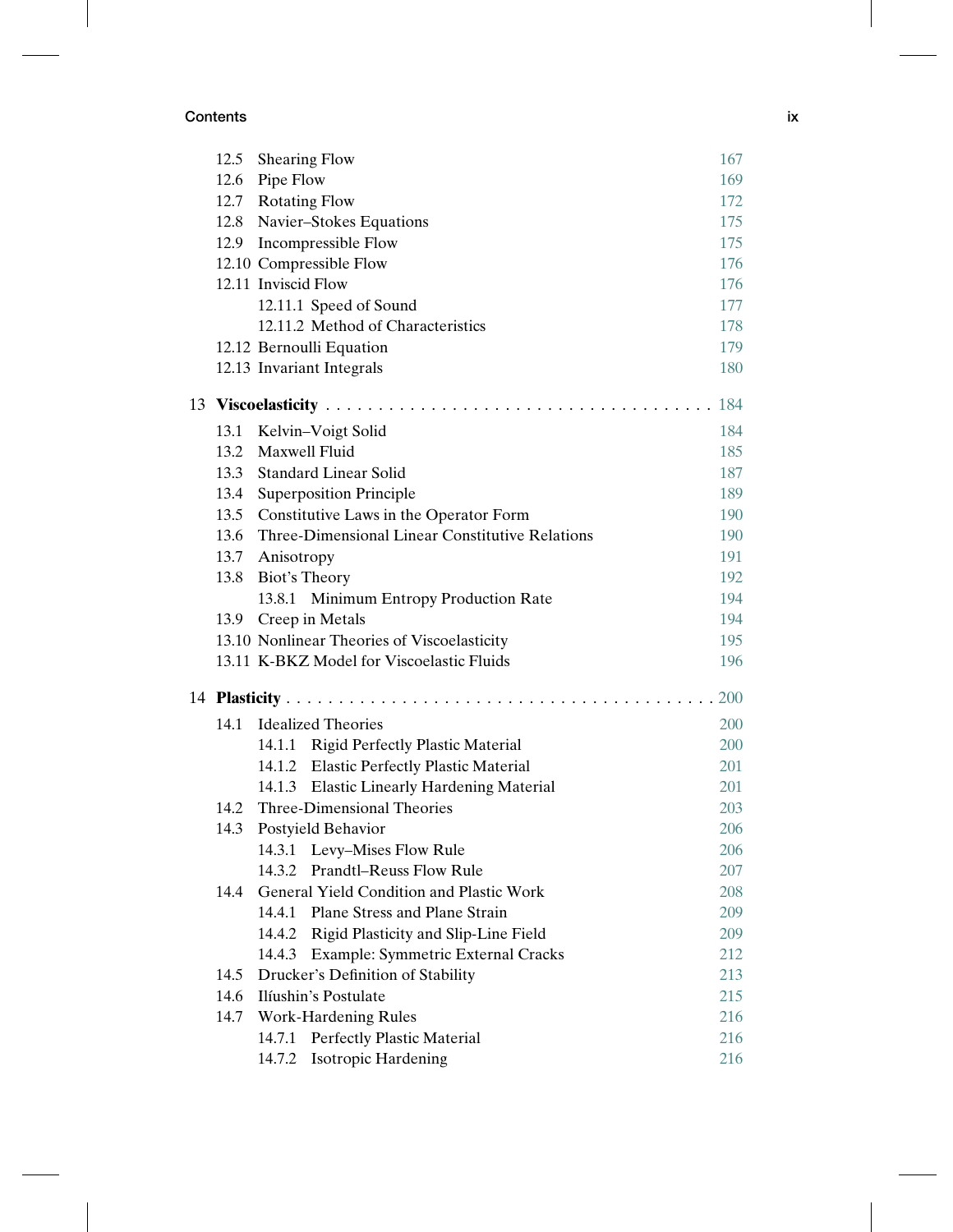| | | |
|---|---|---|
| 12.5 | Shearing Flow | 167 |
| 12.6 | Pipe Flow | 169 |
| 12.7 | Rotating Flow | 172 |
| 12.8 | Navier–Stokes Equations | 175 |
| 12.9 | Incompressible Flow | 175 |
| 12.10 | Compressible Flow | 176 |
| 12.11 | Inviscid Flow | 176 |
| | 12.11.1 Speed of Sound | 177 |
| | 12.11.2 Method of Characteristics | 178 |
| 12.12 | Bernoulli Equation | 179 |
| 12.13 | Invariant Integrals | 180 |

**13 Viscoelasticity** . . . . . . . . . . . . . . . . . . . . . . . . . . . . . . . . . . . 184

| | | |
|---|---|---|
| 13.1 | Kelvin–Voigt Solid | 184 |
| 13.2 | Maxwell Fluid | 185 |
| 13.3 | Standard Linear Solid | 187 |
| 13.4 | Superposition Principle | 189 |
| 13.5 | Constitutive Laws in the Operator Form | 190 |
| 13.6 | Three-Dimensional Linear Constitutive Relations | 190 |
| 13.7 | Anisotropy | 191 |
| 13.8 | Biot's Theory | 192 |
| | 13.8.1 Minimum Entropy Production Rate | 194 |
| 13.9 | Creep in Metals | 194 |
| 13.10 | Nonlinear Theories of Viscoelasticity | 195 |
| 13.11 | K-BKZ Model for Viscoelastic Fluids | 196 |

**14 Plasticity** . . . . . . . . . . . . . . . . . . . . . . . . . . . . . . . . . . . . . . . 200

| | | |
|---|---|---|
| 14.1 | Idealized Theories | 200 |
| | 14.1.1 Rigid Perfectly Plastic Material | 200 |
| | 14.1.2 Elastic Perfectly Plastic Material | 201 |
| | 14.1.3 Elastic Linearly Hardening Material | 201 |
| 14.2 | Three-Dimensional Theories | 203 |
| 14.3 | Postyield Behavior | 206 |
| | 14.3.1 Levy–Mises Flow Rule | 206 |
| | 14.3.2 Prandtl–Reuss Flow Rule | 207 |
| 14.4 | General Yield Condition and Plastic Work | 208 |
| | 14.4.1 Plane Stress and Plane Strain | 209 |
| | 14.4.2 Rigid Plasticity and Slip-Line Field | 209 |
| | 14.4.3 Example: Symmetric External Cracks | 212 |
| 14.5 | Drucker's Definition of Stability | 213 |
| 14.6 | Ilíushin's Postulate | 215 |
| 14.7 | Work-Hardening Rules | 216 |
| | 14.7.1 Perfectly Plastic Material | 216 |
| | 14.7.2 Isotropic Hardening | 216 |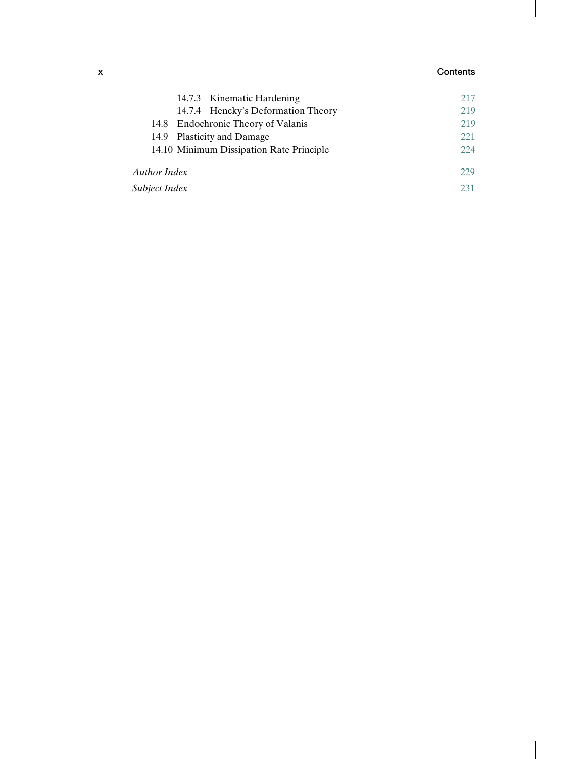14.7.3 Kinematic Hardening 217

14.7.4 Hencky's Deformation Theory 219

14.8 Endochronic Theory of Valanis 219

14.9 Plasticity and Damage 221

14.10 Minimum Dissipation Rate Principle 224

*Author Index* 229

*Subject Index* 231